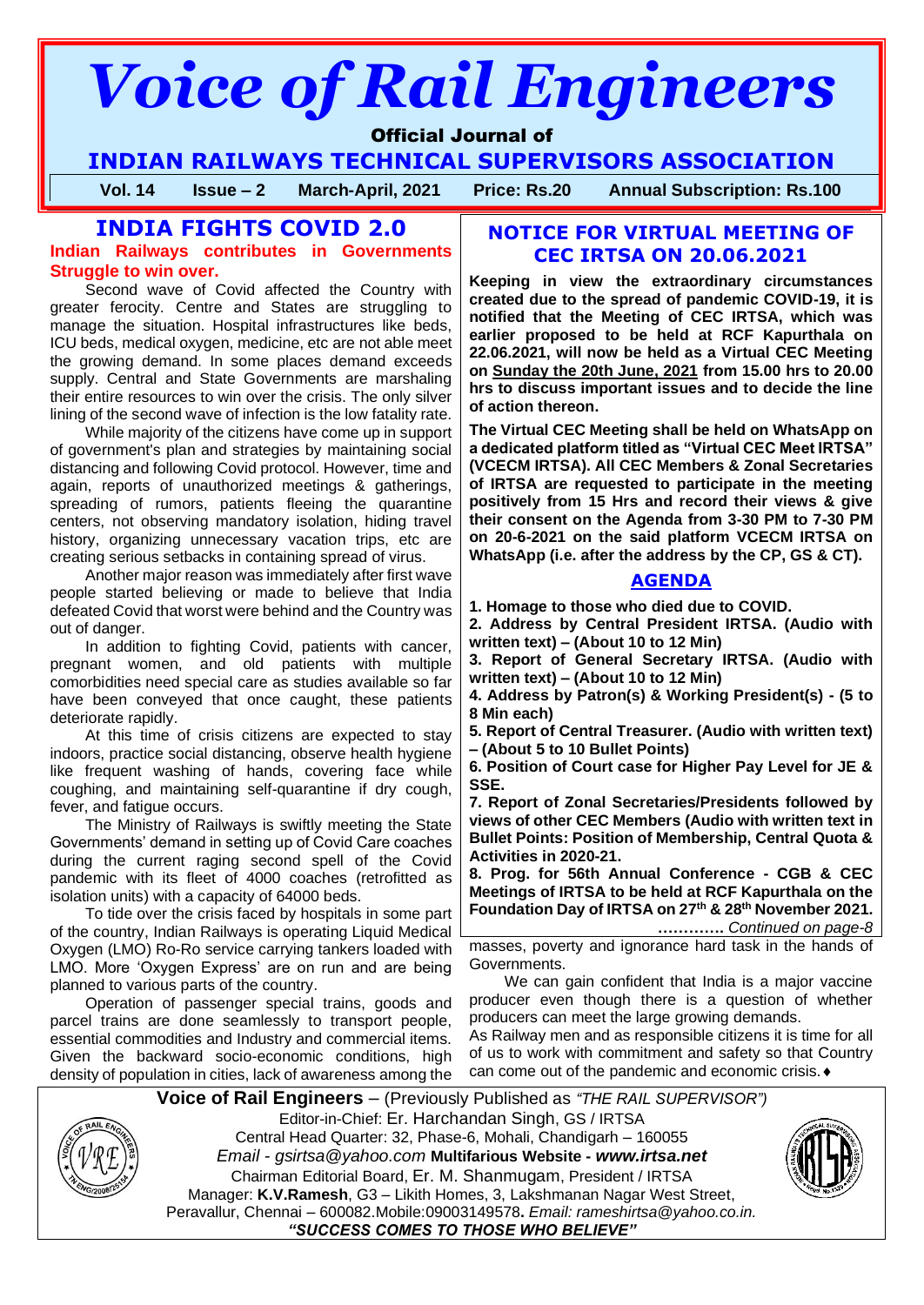# Voice of Rail Engineers

**Official Journal of**

**INDIAN RAILWAYS TECHNICAL SUPERVISORS ASSOCIATION**

**Vol. 14 Issue – 2 March-April, 2021 Price: Rs.20 Annual Subscription: Rs.100**

## INDIA FIGHTS COVID 2.0

**Indian Railways contributes in Governments Struggle to win over.**

Second wave of Covid affected the Country with greater ferocity. Centre and States are struggling to manage the situation. Hospital infrastructures like beds, ICU beds, medical oxygen, medicine, etc are not able meet the growing demand. In some places demand exceeds supply. Central and State Governments are marshaling their entire resources to win over the crisis. The only silver lining of the second wave of infection is the low fatality rate.

While majority of the citizens have come up in support of government's plan and strategies by maintaining social distancing and following Covid protocol. However, time and again, reports of unauthorized meetings & gatherings, spreading of rumors, patients fleeing the quarantine centers, not observing mandatory isolation, hiding travel history, organizing unnecessary vacation trips, etc are creating serious setbacks in containing spread of virus.

Another major reason was immediately after first wave people started believing or made to believe that India defeated Covid that worst were behind and the Country was out of danger.

In addition to fighting Covid, patients with cancer, pregnant women, and old patients with multiple comorbidities need special care as studies available so far have been conveyed that once caught, these patients deteriorate rapidly.

At this time of crisis citizens are expected to stay indoors, practice social distancing, observe health hygiene like frequent washing of hands, covering face while coughing, and maintaining self-quarantine if dry cough, fever, and fatigue occurs.

The Ministry of Railways is swiftly meeting the State Governments' demand in setting up of Covid Care coaches during the current raging second spell of the Covid pandemic with its fleet of 4000 coaches (retrofitted as isolation units) with a capacity of 64000 beds.

To tide over the crisis faced by hospitals in some part of the country, Indian Railways is operating Liquid Medical Oxygen (LMO) Ro-Ro service carrying tankers loaded with LMO. More 'Oxygen Express' are on run and are being planned to various parts of the country.

Operation of passenger special trains, goods and parcel trains are done seamlessly to transport people, essential commodities and Industry and commercial items. Given the backward socio-economic conditions, high density of population in cities, lack of awareness among the masses, poverty and ignorance hard task in the hands of Governments.

We can gain confident that India is a major vaccine producer even though there is a question of whether producers can meet the large growing demands.

As Railway men and as responsible citizens it is time for all of us to work with commitment and safety so that Country can come out of the pandemic and economic crisis.♦

## NOTICE FOR VIRTUAL MEETING OF CEC IRTSA ON 20.06.2021

**Keeping in view the extraordinary circumstances created due to the spread of pandemic COVID-19, it is notified that the Meeting of CEC IRTSA, which was earlier proposed to be held at RCF Kapurthala on 22.06.2021, will now be held as a Virtual CEC Meeting on Sunday the 20th June, 2021 from 15.00 hrs to 20.00 hrs to discuss important issues and to decide the line of action thereon.**

**The Virtual CEC Meeting shall be held on WhatsApp on a dedicated platform titled as "Virtual CEC Meet IRTSA" (VCECM IRTSA). All CEC Members & Zonal Secretaries of IRTSA are requested to participate in the meeting positively from 15 Hrs and record their views & give their consent on the Agenda from 3-30 PM to 7-30 PM on 20-6-2021 on the said platform VCECM IRTSA on WhatsApp (i.e. after the address by the CP, GS & CT).**

### AGENDA

1. **Homage to those who died due to COVID.**
2. **Address by Central President IRTSA. (Audio with written text) – (About 10 to 12 Min)**
3. **Report of General Secretary IRTSA. (Audio with written text) – (About 10 to 12 Min)**
4. **Address by Patron(s) & Working President(s) - (5 to 8 Min each)**
5. **Report of Central Treasurer. (Audio with written text) – (About 5 to 10 Bullet Points)**
6. **Position of Court case for Higher Pay Level for JE & SSE.**
7. **Report of Zonal Secretaries/Presidents followed by views of other CEC Members (Audio with written text in Bullet Points: Position of Membership, Central Quota & Activities in 2020-21.**
8. **Prog. for 56th Annual Conference - CGB & CEC Meetings of IRTSA to be held at RCF Kapurthala on the Foundation Day of IRTSA on 27th & 28th November 2021.**

**………….** *Continued on page-8*

---

**Voice of Rail Engineers** – (Previously Published as *"THE RAIL SUPERVISOR")*

Editor-in-Chief: Er. Harchandan Singh, GS / IRTSA

Central Head Quarter: 32, Phase-6, Mohali, Chandigarh – 160055

*Email - gsirtsa@yahoo.com* **Multifarious Website -** ***www.irtsa.net***

Chairman Editorial Board, Er. M. Shanmugam, President / IRTSA

Manager: **K.V.Ramesh**, G3 – Likith Homes, 3, Lakshmanan Nagar West Street, Peravallur, Chennai – 600082.Mobile:09003149578**.** *Email: rameshirtsa@yahoo.co.in.*

***"SUCCESS COMES TO THOSE WHO BELIEVE"***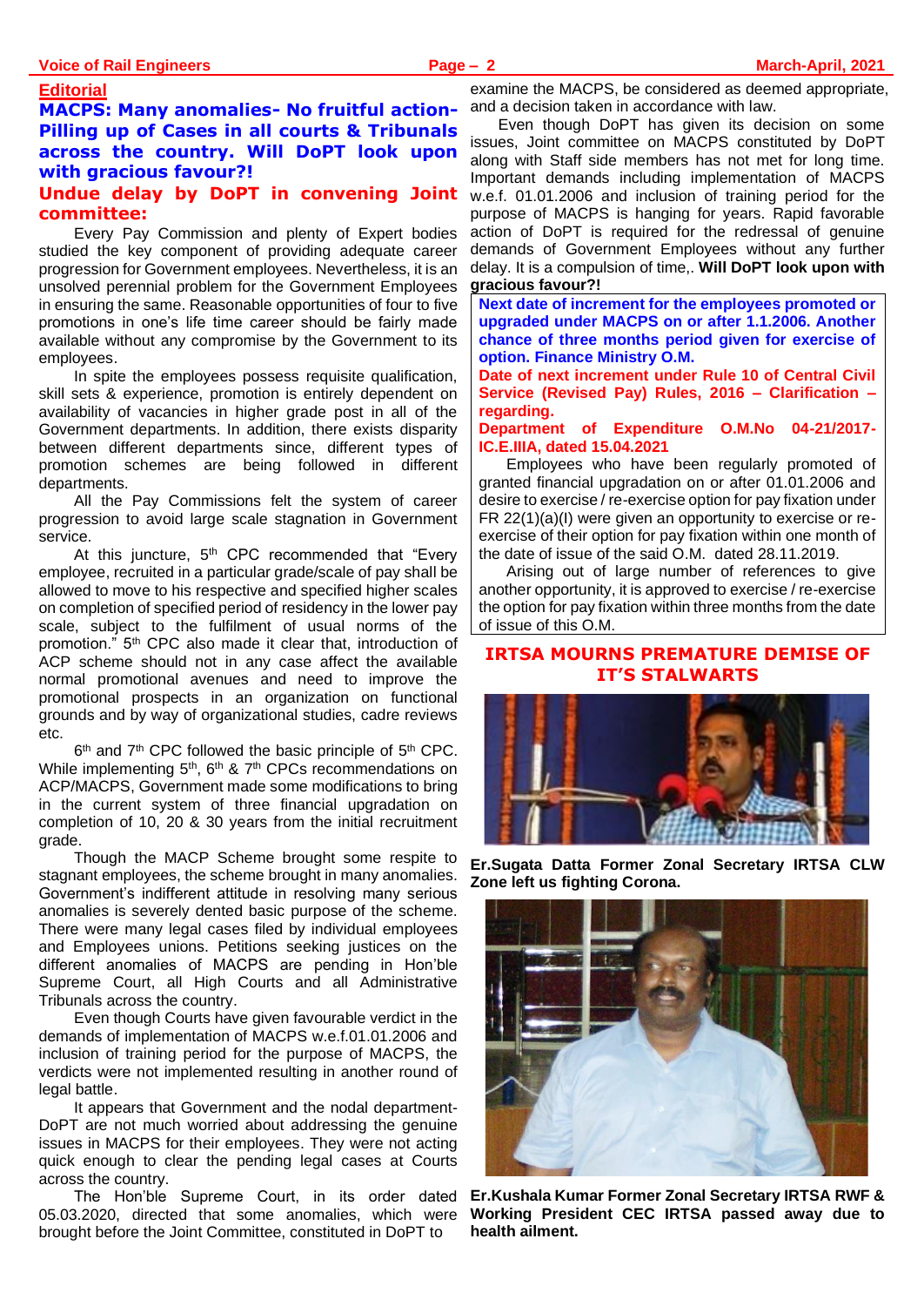## Editorial

### MACPS: Many anomalies- No fruitful action- Pilling up of Cases in all courts & Tribunals across the country. Will DoPT look upon with gracious favour?!

### Undue delay by DoPT in convening Joint committee:

Every Pay Commission and plenty of Expert bodies studied the key component of providing adequate career progression for Government employees. Nevertheless, it is an unsolved perennial problem for the Government Employees in ensuring the same. Reasonable opportunities of four to five promotions in one's life time career should be fairly made available without any compromise by the Government to its employees.

In spite the employees possess requisite qualification, skill sets & experience, promotion is entirely dependent on availability of vacancies in higher grade post in all of the Government departments. In addition, there exists disparity between different departments since, different types of promotion schemes are being followed in different departments.

All the Pay Commissions felt the system of career progression to avoid large scale stagnation in Government service.

At this juncture, 5th CPC recommended that "Every employee, recruited in a particular grade/scale of pay shall be allowed to move to his respective and specified higher scales on completion of specified period of residency in the lower pay scale, subject to the fulfilment of usual norms of the promotion." 5th CPC also made it clear that, introduction of ACP scheme should not in any case affect the available normal promotional avenues and need to improve the promotional prospects in an organization on functional grounds and by way of organizational studies, cadre reviews etc.

6th and 7th CPC followed the basic principle of 5th CPC. While implementing 5th, 6th & 7th CPCs recommendations on ACP/MACPS, Government made some modifications to bring in the current system of three financial upgradation on completion of 10, 20 & 30 years from the initial recruitment grade.

Though the MACP Scheme brought some respite to stagnant employees, the scheme brought in many anomalies. Government's indifferent attitude in resolving many serious anomalies is severely dented basic purpose of the scheme. There were many legal cases filed by individual employees and Employees unions. Petitions seeking justices on the different anomalies of MACPS are pending in Hon'ble Supreme Court, all High Courts and all Administrative Tribunals across the country.

Even though Courts have given favourable verdict in the demands of implementation of MACPS w.e.f.01.01.2006 and inclusion of training period for the purpose of MACPS, the verdicts were not implemented resulting in another round of legal battle.

It appears that Government and the nodal department- DoPT are not much worried about addressing the genuine issues in MACPS for their employees. They were not acting quick enough to clear the pending legal cases at Courts across the country.

The Hon'ble Supreme Court, in its order dated 05.03.2020, directed that some anomalies, which were brought before the Joint Committee, constituted in DoPT to examine the MACPS, be considered as deemed appropriate, and a decision taken in accordance with law.

Even though DoPT has given its decision on some issues, Joint committee on MACPS constituted by DoPT along with Staff side members has not met for long time. Important demands including implementation of MACPS w.e.f. 01.01.2006 and inclusion of training period for the purpose of MACPS is hanging for years. Rapid favorable action of DoPT is required for the redressal of genuine demands of Government Employees without any further delay. It is a compulsion of time,. **Will DoPT look upon with gracious favour?!**

---

**Next date of increment for the employees promoted or upgraded under MACPS on or after 1.1.2006. Another chance of three months period given for exercise of option. Finance Ministry O.M.**

**Date of next increment under Rule 10 of Central Civil Service (Revised Pay) Rules, 2016 – Clarification – regarding.**

**Department of Expenditure O.M.No 04-21/2017-IC.E.IIIA, dated 15.04.2021**

Employees who have been regularly promoted of granted financial upgradation on or after 01.01.2006 and desire to exercise / re-exercise option for pay fixation under FR 22(1)(a)(I) were given an opportunity to exercise or re-exercise of their option for pay fixation within one month of the date of issue of the said O.M. dated 28.11.2019.

Arising out of large number of references to give another opportunity, it is approved to exercise / re-exercise the option for pay fixation within three months from the date of issue of this O.M.

---

### IRTSA MOURNS PREMATURE DEMISE OF IT'S STALWARTS

**Er.Sugata Datta Former Zonal Secretary IRTSA CLW Zone left us fighting Corona.**

**Er.Kushala Kumar Former Zonal Secretary IRTSA RWF & Working President CEC IRTSA passed away due to health ailment.**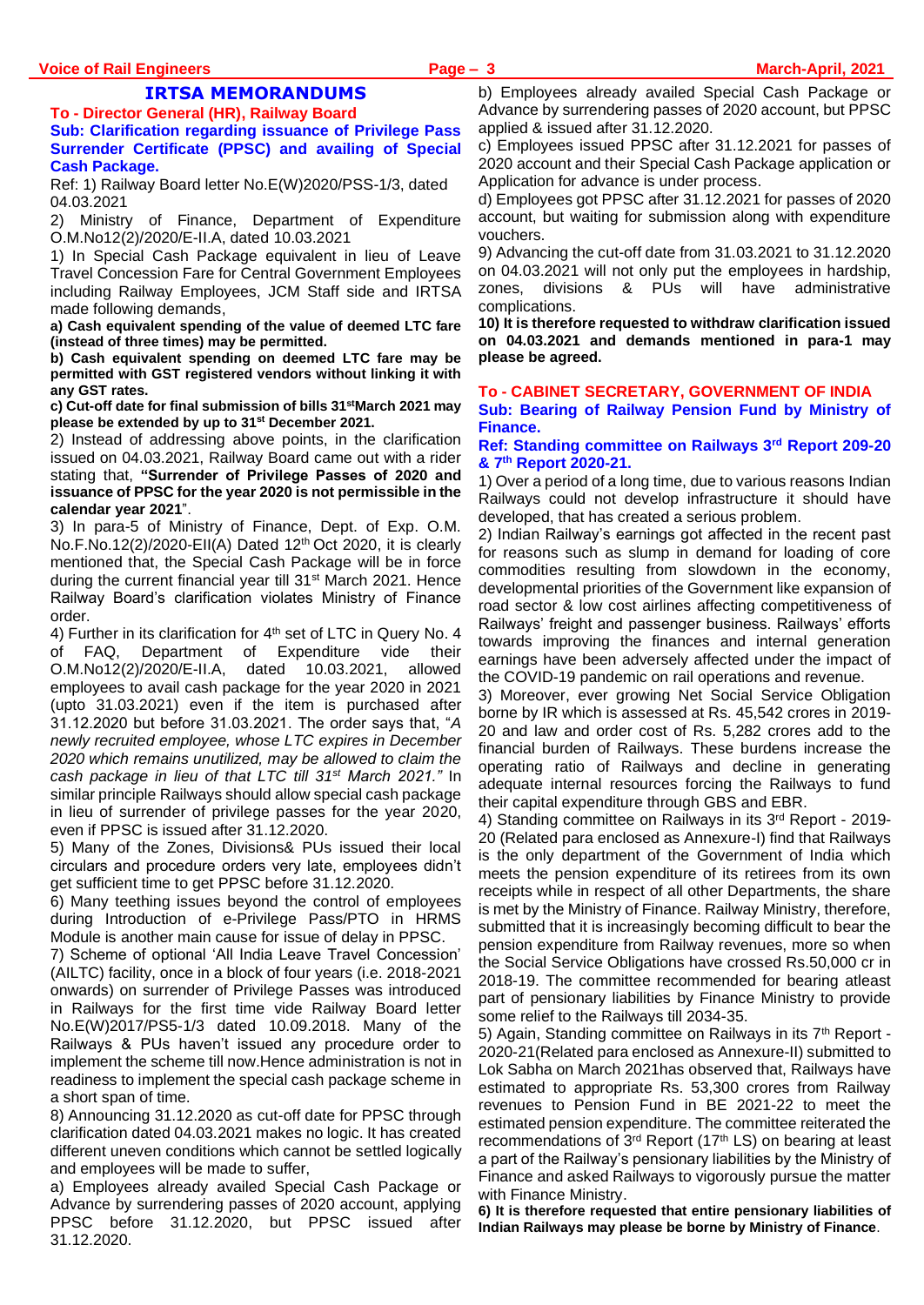## IRTSA MEMORANDUMS

**To - Director General (HR), Railway Board**

**Sub: Clarification regarding issuance of Privilege Pass Surrender Certificate (PPSC) and availing of Special Cash Package.**

Ref: 1) Railway Board letter No.E(W)2020/PSS-1/3, dated 04.03.2021

2) Ministry of Finance, Department of Expenditure O.M.No12(2)/2020/E-II.A, dated 10.03.2021

1) In Special Cash Package equivalent in lieu of Leave Travel Concession Fare for Central Government Employees including Railway Employees, JCM Staff side and IRTSA made following demands,

**a) Cash equivalent spending of the value of deemed LTC fare (instead of three times) may be permitted.**

**b) Cash equivalent spending on deemed LTC fare may be permitted with GST registered vendors without linking it with any GST rates.**

**c) Cut-off date for final submission of bills 31st March 2021 may please be extended by up to 31st December 2021.**

2) Instead of addressing above points, in the clarification issued on 04.03.2021, Railway Board came out with a rider stating that, **"Surrender of Privilege Passes of 2020 and issuance of PPSC for the year 2020 is not permissible in the calendar year 2021"**.

3) In para-5 of Ministry of Finance, Dept. of Exp. O.M. No.F.No.12(2)/2020-EII(A) Dated 12th Oct 2020, it is clearly mentioned that, the Special Cash Package will be in force during the current financial year till 31st March 2021. Hence Railway Board's clarification violates Ministry of Finance order.

4) Further in its clarification for 4th set of LTC in Query No. 4 of FAQ, Department of Expenditure vide their O.M.No12(2)/2020/E-II.A, dated 10.03.2021, allowed employees to avail cash package for the year 2020 in 2021 (upto 31.03.2021) even if the item is purchased after 31.12.2020 but before 31.03.2021. The order says that, "*A newly recruited employee, whose LTC expires in December 2020 which remains unutilized, may be allowed to claim the cash package in lieu of that LTC till 31st March 2021."* In similar principle Railways should allow special cash package in lieu of surrender of privilege passes for the year 2020, even if PPSC is issued after 31.12.2020.

5) Many of the Zones, Divisions& PUs issued their local circulars and procedure orders very late, employees didn't get sufficient time to get PPSC before 31.12.2020.

6) Many teething issues beyond the control of employees during Introduction of e-Privilege Pass/PTO in HRMS Module is another main cause for issue of delay in PPSC.

7) Scheme of optional 'All India Leave Travel Concession' (AILTC) facility, once in a block of four years (i.e. 2018-2021 onwards) on surrender of Privilege Passes was introduced in Railways for the first time vide Railway Board letter No.E(W)2017/PS5-1/3 dated 10.09.2018. Many of the Railways & PUs haven't issued any procedure order to implement the scheme till now.Hence administration is not in readiness to implement the special cash package scheme in a short span of time.

8) Announcing 31.12.2020 as cut-off date for PPSC through clarification dated 04.03.2021 makes no logic. It has created different uneven conditions which cannot be settled logically and employees will be made to suffer,

a) Employees already availed Special Cash Package or Advance by surrendering passes of 2020 account, applying PPSC before 31.12.2020, but PPSC issued after 31.12.2020.

b) Employees already availed Special Cash Package or Advance by surrendering passes of 2020 account, but PPSC applied & issued after 31.12.2020.

c) Employees issued PPSC after 31.12.2021 for passes of 2020 account and their Special Cash Package application or Application for advance is under process.

d) Employees got PPSC after 31.12.2021 for passes of 2020 account, but waiting for submission along with expenditure vouchers.

9) Advancing the cut-off date from 31.03.2021 to 31.12.2020 on 04.03.2021 will not only put the employees in hardship, zones, divisions & PUs will have administrative complications.

**10) It is therefore requested to withdraw clarification issued on 04.03.2021 and demands mentioned in para-1 may please be agreed.**

**To - CABINET SECRETARY, GOVERNMENT OF INDIA**

**Sub: Bearing of Railway Pension Fund by Ministry of Finance.**

**Ref: Standing committee on Railways 3rd Report 209-20 & 7th Report 2020-21.**

1) Over a period of a long time, due to various reasons Indian Railways could not develop infrastructure it should have developed, that has created a serious problem.

2) Indian Railway's earnings got affected in the recent past for reasons such as slump in demand for loading of core commodities resulting from slowdown in the economy, developmental priorities of the Government like expansion of road sector & low cost airlines affecting competitiveness of Railways' freight and passenger business. Railways' efforts towards improving the finances and internal generation earnings have been adversely affected under the impact of the COVID-19 pandemic on rail operations and revenue.

3) Moreover, ever growing Net Social Service Obligation borne by IR which is assessed at Rs. 45,542 crores in 2019-20 and law and order cost of Rs. 5,282 crores add to the financial burden of Railways. These burdens increase the operating ratio of Railways and decline in generating adequate internal resources forcing the Railways to fund their capital expenditure through GBS and EBR.

4) Standing committee on Railways in its 3rd Report - 2019-20 (Related para enclosed as Annexure-I) find that Railways is the only department of the Government of India which meets the pension expenditure of its retirees from its own receipts while in respect of all other Departments, the share is met by the Ministry of Finance. Railway Ministry, therefore, submitted that it is increasingly becoming difficult to bear the pension expenditure from Railway revenues, more so when the Social Service Obligations have crossed Rs.50,000 cr in 2018-19. The committee recommended for bearing atleast part of pensionary liabilities by Finance Ministry to provide some relief to the Railways till 2034-35.

5) Again, Standing committee on Railways in its 7th Report - 2020-21(Related para enclosed as Annexure-II) submitted to Lok Sabha on March 2021has observed that, Railways have estimated to appropriate Rs. 53,300 crores from Railway revenues to Pension Fund in BE 2021-22 to meet the estimated pension expenditure. The committee reiterated the recommendations of 3rd Report (17th LS) on bearing at least a part of the Railway's pensionary liabilities by the Ministry of Finance and asked Railways to vigorously pursue the matter with Finance Ministry.

**6) It is therefore requested that entire pensionary liabilities of Indian Railways may please be borne by Ministry of Finance**.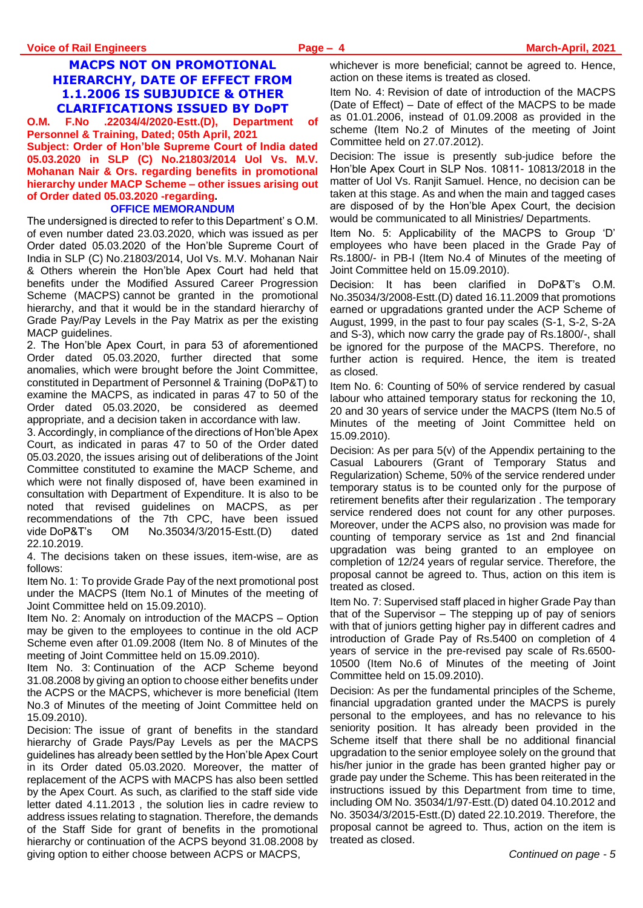## MACPS NOT ON PROMOTIONAL HIERARCHY, DATE OF EFFECT FROM 1.1.2006 IS SUBJUDICE & OTHER CLARIFICATIONS ISSUED BY DoPT

**O.M. F.No .22034/4/2020-Estt.(D), Department of Personnel & Training, Dated; 05th April, 2021**

**Subject: Order of Hon'ble Supreme Court of India dated 05.03.2020 in SLP (C) No.21803/2014 UoI Vs. M.V. Mohanan Nair & Ors. regarding benefits in promotional hierarchy under MACP Scheme – other issues arising out of Order dated 05.03.2020 -regarding.**

### OFFICE MEMORANDUM

The undersigned is directed to refer to this Department' s O.M. of even number dated 23.03.2020, which was issued as per Order dated 05.03.2020 of the Hon'ble Supreme Court of India in SLP (C) No.21803/2014, UoI Vs. M.V. Mohanan Nair & Others wherein the Hon'ble Apex Court had held that benefits under the Modified Assured Career Progression Scheme (MACPS) cannot be granted in the promotional hierarchy, and that it would be in the standard hierarchy of Grade Pay/Pay Levels in the Pay Matrix as per the existing MACP guidelines.

2. The Hon'ble Apex Court, in para 53 of aforementioned Order dated 05.03.2020, further directed that some anomalies, which were brought before the Joint Committee, constituted in Department of Personnel & Training (DoP&T) to examine the MACPS, as indicated in paras 47 to 50 of the Order dated 05.03.2020, be considered as deemed appropriate, and a decision taken in accordance with law.

3. Accordingly, in compliance of the directions of Hon'ble Apex Court, as indicated in paras 47 to 50 of the Order dated 05.03.2020, the issues arising out of deliberations of the Joint Committee constituted to examine the MACP Scheme, and which were not finally disposed of, have been examined in consultation with Department of Expenditure. It is also to be noted that revised guidelines on MACPS, as per recommendations of the 7th CPC, have been issued vide DoP&T's OM No.35034/3/2015-Estt.(D) dated 22.10.2019.

4. The decisions taken on these issues, item-wise, are as follows:

Item No. 1: To provide Grade Pay of the next promotional post under the MACPS (Item No.1 of Minutes of the meeting of Joint Committee held on 15.09.2010).

Item No. 2: Anomaly on introduction of the MACPS – Option may be given to the employees to continue in the old ACP Scheme even after 01.09.2008 (Item No. 8 of Minutes of the meeting of Joint Committee held on 15.09.2010).

Item No. 3: Continuation of the ACP Scheme beyond 31.08.2008 by giving an option to choose either benefits under the ACPS or the MACPS, whichever is more beneficial (Item No.3 of Minutes of the meeting of Joint Committee held on 15.09.2010).

Decision: The issue of grant of benefits in the standard hierarchy of Grade Pays/Pay Levels as per the MACPS guidelines has already been settled by the Hon'ble Apex Court in its Order dated 05.03.2020. Moreover, the matter of replacement of the ACPS with MACPS has also been settled by the Apex Court. As such, as clarified to the staff side vide letter dated 4.11.2013 , the solution lies in cadre review to address issues relating to stagnation. Therefore, the demands of the Staff Side for grant of benefits in the promotional hierarchy or continuation of the ACPS beyond 31.08.2008 by giving option to either choose between ACPS or MACPS, whichever is more beneficial; cannot be agreed to. Hence, action on these items is treated as closed.

Item No. 4: Revision of date of introduction of the MACPS (Date of Effect) – Date of effect of the MACPS to be made as 01.01.2006, instead of 01.09.2008 as provided in the scheme (Item No.2 of Minutes of the meeting of Joint Committee held on 27.07.2012).

Decision: The issue is presently sub-judice before the Hon'ble Apex Court in SLP Nos. 10811- 10813/2018 in the matter of UoI Vs. Ranjit Samuel. Hence, no decision can be taken at this stage. As and when the main and tagged cases are disposed of by the Hon'ble Apex Court, the decision would be communicated to all Ministries/ Departments.

Item No. 5: Applicability of the MACPS to Group 'D' employees who have been placed in the Grade Pay of Rs.1800/- in PB-I (Item No.4 of Minutes of the meeting of Joint Committee held on 15.09.2010).

Decision: It has been clarified in DoP&T's O.M. No.35034/3/2008-Estt.(D) dated 16.11.2009 that promotions earned or upgradations granted under the ACP Scheme of August, 1999, in the past to four pay scales (S-1, S-2, S-2A and S-3), which now carry the grade pay of Rs.1800/-, shall be ignored for the purpose of the MACPS. Therefore, no further action is required. Hence, the item is treated as closed.

Item No. 6: Counting of 50% of service rendered by casual labour who attained temporary status for reckoning the 10, 20 and 30 years of service under the MACPS (Item No.5 of Minutes of the meeting of Joint Committee held on 15.09.2010).

Decision: As per para 5(v) of the Appendix pertaining to the Casual Labourers (Grant of Temporary Status and Regularization) Scheme, 50% of the service rendered under temporary status is to be counted only for the purpose of retirement benefits after their regularization . The temporary service rendered does not count for any other purposes. Moreover, under the ACPS also, no provision was made for counting of temporary service as 1st and 2nd financial upgradation was being granted to an employee on completion of 12/24 years of regular service. Therefore, the proposal cannot be agreed to. Thus, action on this item is treated as closed.

Item No. 7: Supervised staff placed in higher Grade Pay than that of the Supervisor – The stepping up of pay of seniors with that of juniors getting higher pay in different cadres and introduction of Grade Pay of Rs.5400 on completion of 4 years of service in the pre-revised pay scale of Rs.6500-10500 (Item No.6 of Minutes of the meeting of Joint Committee held on 15.09.2010).

Decision: As per the fundamental principles of the Scheme, financial upgradation granted under the MACPS is purely personal to the employees, and has no relevance to his seniority position. It has already been provided in the Scheme itself that there shall be no additional financial upgradation to the senior employee solely on the ground that his/her junior in the grade has been granted higher pay or grade pay under the Scheme. This has been reiterated in the instructions issued by this Department from time to time, including OM No. 35034/1/97-Estt.(D) dated 04.10.2012 and No. 35034/3/2015-Estt.(D) dated 22.10.2019. Therefore, the proposal cannot be agreed to. Thus, action on the item is treated as closed.

*Continued on page - 5*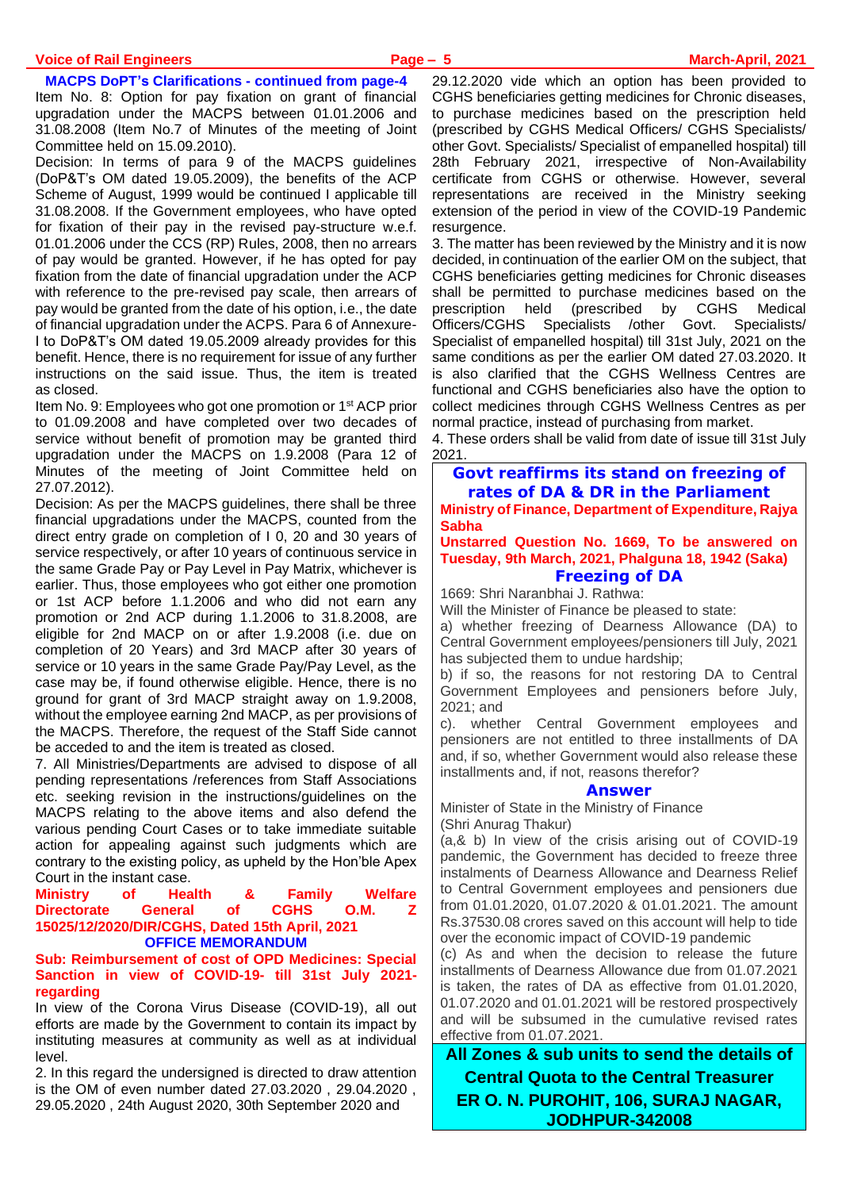### MACPS DoPT's Clarifications - continued from page-4

Item No. 8: Option for pay fixation on grant of financial upgradation under the MACPS between 01.01.2006 and 31.08.2008 (Item No.7 of Minutes of the meeting of Joint Committee held on 15.09.2010).

Decision: In terms of para 9 of the MACPS guidelines (DoP&T's OM dated 19.05.2009), the benefits of the ACP Scheme of August, 1999 would be continued I applicable till 31.08.2008. If the Government employees, who have opted for fixation of their pay in the revised pay-structure w.e.f. 01.01.2006 under the CCS (RP) Rules, 2008, then no arrears of pay would be granted. However, if he has opted for pay fixation from the date of financial upgradation under the ACP with reference to the pre-revised pay scale, then arrears of pay would be granted from the date of his option, i.e., the date of financial upgradation under the ACPS. Para 6 of Annexure-I to DoP&T's OM dated 19.05.2009 already provides for this benefit. Hence, there is no requirement for issue of any further instructions on the said issue. Thus, the item is treated as closed.

Item No. 9: Employees who got one promotion or 1st ACP prior to 01.09.2008 and have completed over two decades of service without benefit of promotion may be granted third upgradation under the MACPS on 1.9.2008 (Para 12 of Minutes of the meeting of Joint Committee held on 27.07.2012).

Decision: As per the MACPS guidelines, there shall be three financial upgradations under the MACPS, counted from the direct entry grade on completion of I 0, 20 and 30 years of service respectively, or after 10 years of continuous service in the same Grade Pay or Pay Level in Pay Matrix, whichever is earlier. Thus, those employees who got either one promotion or 1st ACP before 1.1.2006 and who did not earn any promotion or 2nd ACP during 1.1.2006 to 31.8.2008, are eligible for 2nd MACP on or after 1.9.2008 (i.e. due on completion of 20 Years) and 3rd MACP after 30 years of service or 10 years in the same Grade Pay/Pay Level, as the case may be, if found otherwise eligible. Hence, there is no ground for grant of 3rd MACP straight away on 1.9.2008, without the employee earning 2nd MACP, as per provisions of the MACPS. Therefore, the request of the Staff Side cannot be acceded to and the item is treated as closed.

7. All Ministries/Departments are advised to dispose of all pending representations /references from Staff Associations etc. seeking revision in the instructions/guidelines on the MACPS relating to the above items and also defend the various pending Court Cases or to take immediate suitable action for appealing against such judgments which are contrary to the existing policy, as upheld by the Hon'ble Apex Court in the instant case.

**Ministry of Health & Family Welfare Directorate General of CGHS O.M. Z 15025/12/2020/DIR/CGHS, Dated 15th April, 2021**

**OFFICE MEMORANDUM**

**Sub: Reimbursement of cost of OPD Medicines: Special Sanction in view of COVID-19- till 31st July 2021-regarding**

In view of the Corona Virus Disease (COVID-19), all out efforts are made by the Government to contain its impact by instituting measures at community as well as at individual level.

2. In this regard the undersigned is directed to draw attention is the OM of even number dated 27.03.2020 , 29.04.2020 , 29.05.2020 , 24th August 2020, 30th September 2020 and 29.12.2020 vide which an option has been provided to CGHS beneficiaries getting medicines for Chronic diseases, to purchase medicines based on the prescription held (prescribed by CGHS Medical Officers/ CGHS Specialists/ other Govt. Specialists/ Specialist of empanelled hospital) till 28th February 2021, irrespective of Non-Availability certificate from CGHS or otherwise. However, several representations are received in the Ministry seeking extension of the period in view of the COVID-19 Pandemic resurgence.

3. The matter has been reviewed by the Ministry and it is now decided, in continuation of the earlier OM on the subject, that CGHS beneficiaries getting medicines for Chronic diseases shall be permitted to purchase medicines based on the prescription held (prescribed by CGHS Medical Officers/CGHS Specialists /other Govt. Specialists/ Specialist of empanelled hospital) till 31st July, 2021 on the same conditions as per the earlier OM dated 27.03.2020. It is also clarified that the CGHS Wellness Centres are functional and CGHS beneficiaries also have the option to collect medicines through CGHS Wellness Centres as per normal practice, instead of purchasing from market.

4. These orders shall be valid from date of issue till 31st July 2021.

## Govt reaffirms its stand on freezing of rates of DA & DR in the Parliament

**Ministry of Finance, Department of Expenditure, Rajya Sabha**

**Unstarred Question No. 1669, To be answered on Tuesday, 9th March, 2021, Phalguna 18, 1942 (Saka)**

### Freezing of DA

1669: Shri Naranbhai J. Rathwa:

Will the Minister of Finance be pleased to state:

a) whether freezing of Dearness Allowance (DA) to Central Government employees/pensioners till July, 2021 has subjected them to undue hardship;

b) if so, the reasons for not restoring DA to Central Government Employees and pensioners before July, 2021; and

c). whether Central Government employees and pensioners are not entitled to three installments of DA and, if so, whether Government would also release these installments and, if not, reasons therefor?

### Answer

Minister of State in the Ministry of Finance
(Shri Anurag Thakur)

(a,& b) In view of the crisis arising out of COVID-19 pandemic, the Government has decided to freeze three instalments of Dearness Allowance and Dearness Relief to Central Government employees and pensioners due from 01.01.2020, 01.07.2020 & 01.01.2021. The amount Rs.37530.08 crores saved on this account will help to tide over the economic impact of COVID-19 pandemic

(c) As and when the decision to release the future installments of Dearness Allowance due from 01.07.2021 is taken, the rates of DA as effective from 01.01.2020, 01.07.2020 and 01.01.2021 will be restored prospectively and will be subsumed in the cumulative revised rates effective from 01.07.2021.

**All Zones & sub units to send the details of Central Quota to the Central Treasurer**
**ER O. N. PUROHIT, 106, SURAJ NAGAR, JODHPUR-342008**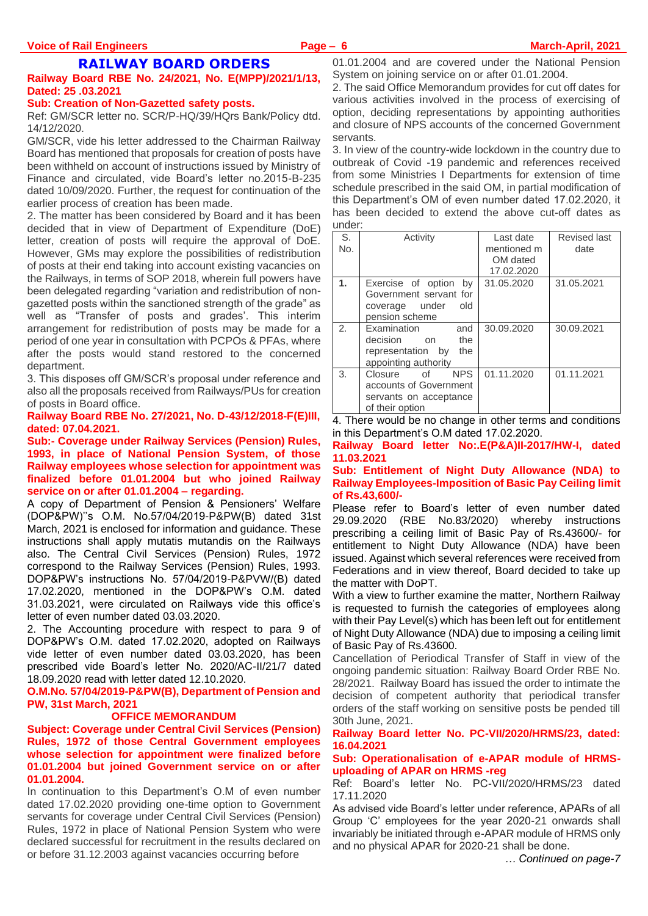# RAILWAY BOARD ORDERS

**Railway Board RBE No. 24/2021, No. E(MPP)/2021/1/13, Dated: 25 .03.2021**

**Sub: Creation of Non-Gazetted safety posts.**

Ref: GM/SCR letter no. SCR/P-HQ/39/HQrs Bank/Policy dtd. 14/12/2020.

GM/SCR, vide his letter addressed to the Chairman Railway Board has mentioned that proposals for creation of posts have been withheld on account of instructions issued by Ministry of Finance and circulated, vide Board's letter no.2015-B-235 dated 10/09/2020. Further, the request for continuation of the earlier process of creation has been made.

2. The matter has been considered by Board and it has been decided that in view of Department of Expenditure (DoE) letter, creation of posts will require the approval of DoE. However, GMs may explore the possibilities of redistribution of posts at their end taking into account existing vacancies on the Railways, in terms of SOP 2018, wherein full powers have been delegated regarding "variation and redistribution of non-gazetted posts within the sanctioned strength of the grade" as well as "Transfer of posts and grades'. This interim arrangement for redistribution of posts may be made for a period of one year in consultation with PCPOs & PFAs, where after the posts would stand restored to the concerned department.

3. This disposes off GM/SCR's proposal under reference and also all the proposals received from Railways/PUs for creation of posts in Board office.

**Railway Board RBE No. 27/2021, No. D-43/12/2018-F(E)III, dated: 07.04.2021.**

**Sub:- Coverage under Railway Services (Pension) Rules, 1993, in place of National Pension System, of those Railway employees whose selection for appointment was finalized before 01.01.2004 but who joined Railway service on or after 01.01.2004 – regarding.**

A copy of Department of Pension & Pensioners' Welfare (DOP&PW)"s O.M. No.57/04/2019-P&PW(B) dated 31st March, 2021 is enclosed for information and guidance. These instructions shall apply mutatis mutandis on the Railways also. The Central Civil Services (Pension) Rules, 1972 correspond to the Railway Services (Pension) Rules, 1993. DOP&PW's instructions No. 57/04/2019-P&PVW/(B) dated 17.02.2020, mentioned in the DOP&PW's O.M. dated 31.03.2021, were circulated on Railways vide this office's letter of even number dated 03.03.2020.

2. The Accounting procedure with respect to para 9 of DOP&PW's O.M. dated 17.02.2020, adopted on Railways vide letter of even number dated 03.03.2020, has been prescribed vide Board's letter No. 2020/AC-II/21/7 dated 18.09.2020 read with letter dated 12.10.2020.

**O.M.No. 57/04/2019-P&PW(B), Department of Pension and PW, 31st March, 2021**

**OFFICE MEMORANDUM**

**Subject: Coverage under Central Civil Services (Pension) Rules, 1972 of those Central Government employees whose selection for appointment were finalized before 01.01.2004 but joined Government service on or after 01.01.2004.**

In continuation to this Department's O.M of even number dated 17.02.2020 providing one-time option to Government servants for coverage under Central Civil Services (Pension) Rules, 1972 in place of National Pension System who were declared successful for recruitment in the results declared on or before 31.12.2003 against vacancies occurring before 01.01.2004 and are covered under the National Pension System on joining service on or after 01.01.2004.

2. The said Office Memorandum provides for cut off dates for various activities involved in the process of exercising of option, deciding representations by appointing authorities and closure of NPS accounts of the concerned Government servants.

3. In view of the country-wide lockdown in the country due to outbreak of Covid -19 pandemic and references received from some Ministries I Departments for extension of time schedule prescribed in the said OM, in partial modification of this Department's OM of even number dated 17.02.2020, it has been decided to extend the above cut-off dates as under:

| S. No. | Activity | Last date mentioned m OM dated 17.02.2020 | Revised last date |
|---|---|---|---|
| 1. | Exercise of option by Government servant for coverage under old pension scheme | 31.05.2020 | 31.05.2021 |
| 2. | Examination and decision on the representation by the appointing authority | 30.09.2020 | 30.09.2021 |
| 3. | Closure of NPS accounts of Government servants on acceptance of their option | 01.11.2020 | 01.11.2021 |

4. There would be no change in other terms and conditions in this Department's O.M dated 17.02.2020.

**Railway Board letter No:.E(P&A)II-2017/HW-I, dated 11.03.2021**

**Sub: Entitlement of Night Duty Allowance (NDA) to Railway Employees-Imposition of Basic Pay Ceiling limit of Rs.43,600/-**

Please refer to Board's letter of even number dated 29.09.2020 (RBE No.83/2020) whereby instructions prescribing a ceiling limit of Basic Pay of Rs.43600/- for entitlement to Night Duty Allowance (NDA) have been issued. Against which several references were received from Federations and in view thereof, Board decided to take up the matter with DoPT.

With a view to further examine the matter, Northern Railway is requested to furnish the categories of employees along with their Pay Level(s) which has been left out for entitlement of Night Duty Allowance (NDA) due to imposing a ceiling limit of Basic Pay of Rs.43600.

Cancellation of Periodical Transfer of Staff in view of the ongoing pandemic situation: Railway Board Order RBE No. 28/2021. Railway Board has issued the order to intimate the decision of competent authority that periodical transfer orders of the staff working on sensitive posts be pended till 30th June, 2021.

**Railway Board letter No. PC-VII/2020/HRMS/23, dated: 16.04.2021**

**Sub: Operationalisation of e-APAR module of HRMS-uploading of APAR on HRMS -reg**

Ref: Board's letter No. PC-VII/2020/HRMS/23 dated 17.11.2020

As advised vide Board's letter under reference, APARs of all Group 'C' employees for the year 2020-21 onwards shall invariably be initiated through e-APAR module of HRMS only and no physical APAR for 2020-21 shall be done.

*… Continued on page-7*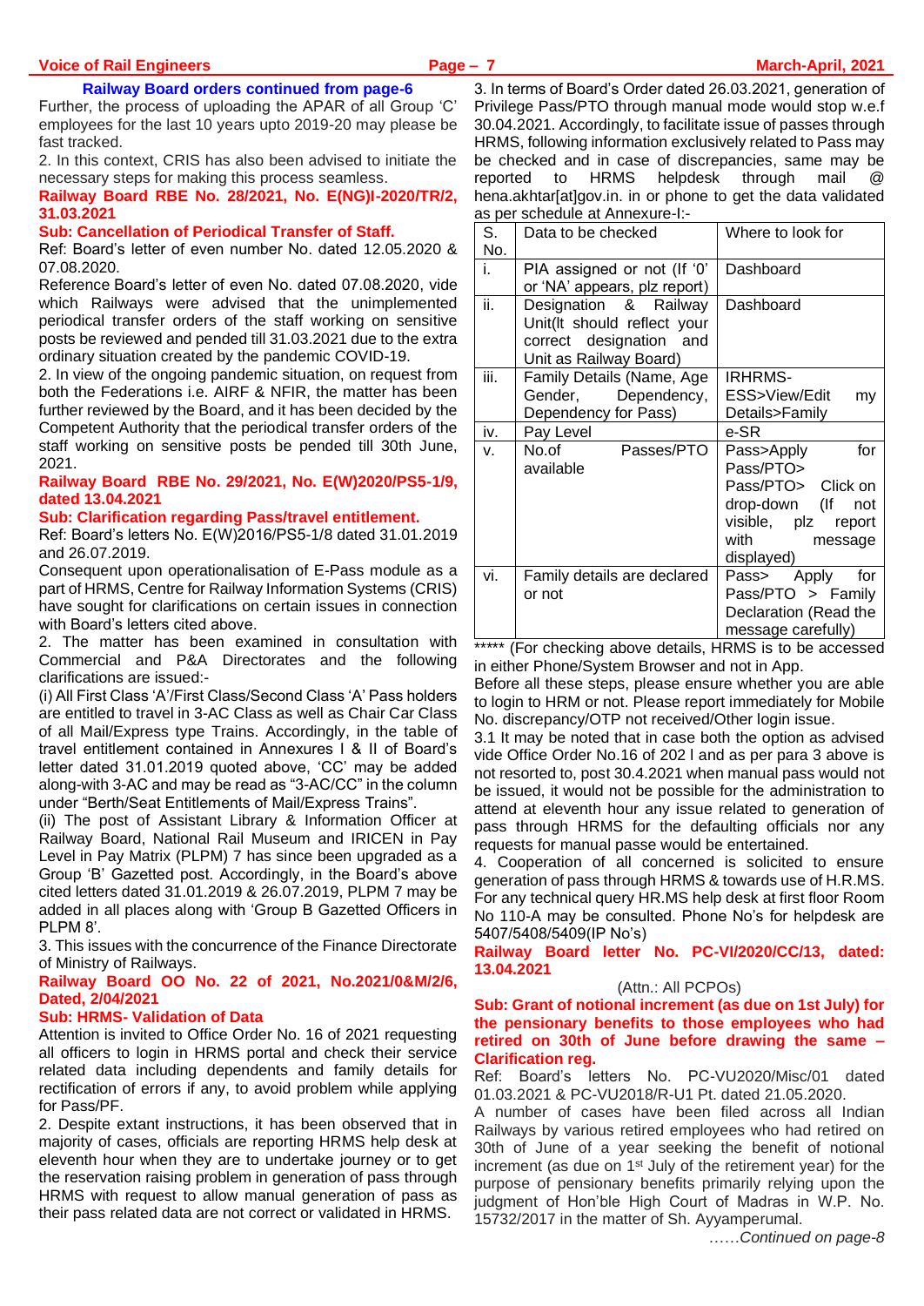**Railway Board orders continued from page-6**

Further, the process of uploading the APAR of all Group 'C' employees for the last 10 years upto 2019-20 may please be fast tracked.

2. In this context, CRIS has also been advised to initiate the necessary steps for making this process seamless.

**Railway Board RBE No. 28/2021, No. E(NG)I-2020/TR/2, 31.03.2021**

**Sub: Cancellation of Periodical Transfer of Staff.**

Ref: Board's letter of even number No. dated 12.05.2020 & 07.08.2020.

Reference Board's letter of even No. dated 07.08.2020, vide which Railways were advised that the unimplemented periodical transfer orders of the staff working on sensitive posts be reviewed and pended till 31.03.2021 due to the extra ordinary situation created by the pandemic COVID-19.

2. In view of the ongoing pandemic situation, on request from both the Federations i.e. AIRF & NFIR, the matter has been further reviewed by the Board, and it has been decided by the Competent Authority that the periodical transfer orders of the staff working on sensitive posts be pended till 30th June, 2021.

**Railway Board RBE No. 29/2021, No. E(W)2020/PS5-1/9, dated 13.04.2021**

**Sub: Clarification regarding Pass/travel entitlement.**

Ref: Board's letters No. E(W)2016/PS5-1/8 dated 31.01.2019 and 26.07.2019.

Consequent upon operationalisation of E-Pass module as a part of HRMS, Centre for Railway Information Systems (CRIS) have sought for clarifications on certain issues in connection with Board's letters cited above.

2. The matter has been examined in consultation with Commercial and P&A Directorates and the following clarifications are issued:-

(i) All First Class 'A'/First Class/Second Class 'A' Pass holders are entitled to travel in 3-AC Class as well as Chair Car Class of all Mail/Express type Trains. Accordingly, in the table of travel entitlement contained in Annexures I & II of Board's letter dated 31.01.2019 quoted above, 'CC' may be added along-with 3-AC and may be read as "3-AC/CC" in the column under "Berth/Seat Entitlements of Mail/Express Trains".

(ii) The post of Assistant Library & Information Officer at Railway Board, National Rail Museum and IRICEN in Pay Level in Pay Matrix (PLPM) 7 has since been upgraded as a Group 'B' Gazetted post. Accordingly, in the Board's above cited letters dated 31.01.2019 & 26.07.2019, PLPM 7 may be added in all places along with 'Group B Gazetted Officers in PLPM 8'.

3. This issues with the concurrence of the Finance Directorate of Ministry of Railways.

**Railway Board OO No. 22 of 2021, No.2021/0&M/2/6, Dated, 2/04/2021**

**Sub: HRMS- Validation of Data**

Attention is invited to Office Order No. 16 of 2021 requesting all officers to login in HRMS portal and check their service related data including dependents and family details for rectification of errors if any, to avoid problem while applying for Pass/PF.

2. Despite extant instructions, it has been observed that in majority of cases, officials are reporting HRMS help desk at eleventh hour when they are to undertake journey or to get the reservation raising problem in generation of pass through HRMS with request to allow manual generation of pass as their pass related data are not correct or validated in HRMS.

3. In terms of Board's Order dated 26.03.2021, generation of Privilege Pass/PTO through manual mode would stop w.e.f 30.04.2021. Accordingly, to facilitate issue of passes through HRMS, following information exclusively related to Pass may be checked and in case of discrepancies, same may be reported to HRMS helpdesk through mail @ hena.akhtar[at]gov.in. in or phone to get the data validated as per schedule at Annexure-I:-

| S. No. | Data to be checked | Where to look for |
|---|---|---|
| i. | PIA assigned or not (If '0' or 'NA' appears, plz report) | Dashboard |
| ii. | Designation & Railway Unit(It should reflect your correct designation and Unit as Railway Board) | Dashboard |
| iii. | Family Details (Name, Age Gender, Dependency, Dependency for Pass) | IRHRMS-ESS>View/Edit my Details>Family |
| iv. | Pay Level | e-SR |
| v. | No.of Passes/PTO available | Pass>Apply for Pass/PTO> Pass/PTO> Click on drop-down (If not visible, plz report with message displayed) |
| vi. | Family details are declared or not | Pass> Apply for Pass/PTO > Family Declaration (Read the message carefully) |

***** (For checking above details, HRMS is to be accessed in either Phone/System Browser and not in App.

Before all these steps, please ensure whether you are able to login to HRM or not. Please report immediately for Mobile No. discrepancy/OTP not received/Other login issue.

3.1 It may be noted that in case both the option as advised vide Office Order No.16 of 202 l and as per para 3 above is not resorted to, post 30.4.2021 when manual pass would not be issued, it would not be possible for the administration to attend at eleventh hour any issue related to generation of pass through HRMS for the defaulting officials nor any requests for manual passe would be entertained.

4. Cooperation of all concerned is solicited to ensure generation of pass through HRMS & towards use of H.R.MS. For any technical query HR.MS help desk at first floor Room No 110-A may be consulted. Phone No's for helpdesk are 5407/5408/5409(IP No's)

**Railway Board letter No. PC-VI/2020/CC/13, dated: 13.04.2021**

(Attn.: All PCPOs)

**Sub: Grant of notional increment (as due on 1st July) for the pensionary benefits to those employees who had retired on 30th of June before drawing the same – Clarification reg.**

Ref: Board's letters No. PC-VU2020/Misc/01 dated 01.03.2021 & PC-VU2018/R-U1 Pt. dated 21.05.2020.

A number of cases have been filed across all Indian Railways by various retired employees who had retired on 30th of June of a year seeking the benefit of notional increment (as due on 1st July of the retirement year) for the purpose of pensionary benefits primarily relying upon the judgment of Hon'ble High Court of Madras in W.P. No. 15732/2017 in the matter of Sh. Ayyamperumal.

……*Continued on page-8*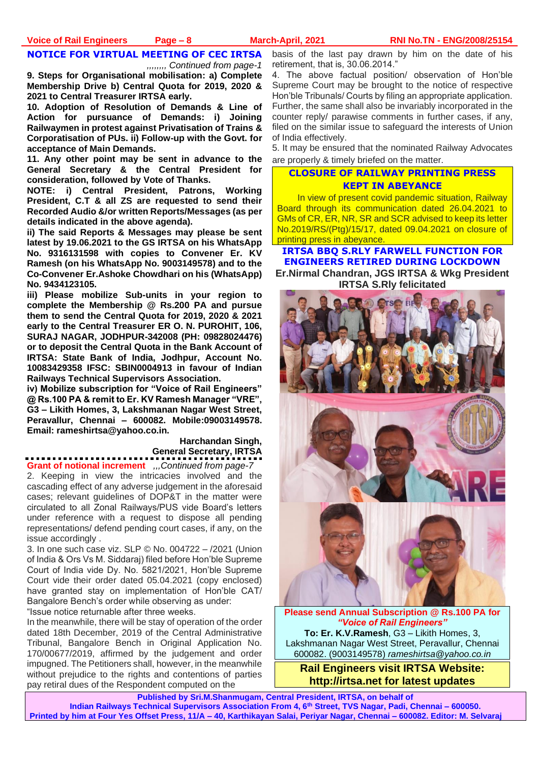## NOTICE FOR VIRTUAL MEETING OF CEC IRTSA

*,,,,,,,, Continued from page-1*

**9. Steps for Organisational mobilisation: a) Complete Membership Drive b) Central Quota for 2019, 2020 & 2021 to Central Treasurer IRTSA early.**

**10. Adoption of Resolution of Demands & Line of Action for pursuance of Demands: i) Joining Railwaymen in protest against Privatisation of Trains & Corporatisation of PUs. ii) Follow-up with the Govt. for acceptance of Main Demands.**

**11. Any other point may be sent in advance to the General Secretary & the Central President for consideration, followed by Vote of Thanks.**

**NOTE: i) Central President, Patrons, Working President, C.T & all ZS are requested to send their Recorded Audio &/or written Reports/Messages (as per details indicated in the above agenda).**

**ii) The said Reports & Messages may please be sent latest by 19.06.2021 to the GS IRTSA on his WhatsApp No. 9316131598 with copies to Convener Er. KV Ramesh (on his WhatsApp No. 9003149578) and to the Co-Convener Er.Ashoke Chowdhari on his (WhatsApp) No. 9434123105.**

**iii) Please mobilize Sub-units in your region to complete the Membership @ Rs.200 PA and pursue them to send the Central Quota for 2019, 2020 & 2021 early to the Central Treasurer ER O. N. PUROHIT, 106, SURAJ NAGAR, JODHPUR-342008 (PH: 09828024476) or to deposit the Central Quota in the Bank Account of IRTSA: State Bank of India, Jodhpur, Account No. 10083429358 IFSC: SBIN0004913 in favour of Indian Railways Technical Supervisors Association.**

**iv) Mobilize subscription for "Voice of Rail Engineers" @ Rs.100 PA & remit to Er. KV Ramesh Manager "VRE", G3 – Likith Homes, 3, Lakshmanan Nagar West Street, Peravallur, Chennai – 600082. Mobile:09003149578. Email: rameshirtsa@yahoo.co.in.**

**Harchandan Singh,**
**General Secretary, IRTSA**

---

**Grant of notional increment** *,,,Continued from page-7*

2. Keeping in view the intricacies involved and the cascading effect of any adverse judgement in the aforesaid cases; relevant guidelines of DOP&T in the matter were circulated to all Zonal Railways/PUS vide Board's letters under reference with a request to dispose all pending representations/ defend pending court cases, if any, on the issue accordingly .

3. In one such case viz. SLP © No. 004722 – /2021 (Union of India & Ors Vs M. Siddaraj) filed before Hon'ble Supreme Court of India vide Dy. No. 5821/2021, Hon'ble Supreme Court vide their order dated 05.04.2021 (copy enclosed) have granted stay on implementation of Hon'ble CAT/ Bangalore Bench's order while observing as under:

"Issue notice returnable after three weeks.

In the meanwhile, there will be stay of operation of the order dated 18th December, 2019 of the Central Administrative Tribunal, Bangalore Bench in Original Application No. 170/00677/2019, affirmed by the judgement and order impugned. The Petitioners shall, however, in the meanwhile without prejudice to the rights and contentions of parties pay retiral dues of the Respondent computed on the basis of the last pay drawn by him on the date of his retirement, that is, 30.06.2014."

4. The above factual position/ observation of Hon'ble Supreme Court may be brought to the notice of respective Hon'ble Tribunals/ Courts by filing an appropriate application. Further, the same shall also be invariably incorporated in the counter reply/ parawise comments in further cases, if any, filed on the similar issue to safeguard the interests of Union of India effectively.

5. It may be ensured that the nominated Railway Advocates are properly & timely briefed on the matter.

## CLOSURE OF RAILWAY PRINTING PRESS KEPT IN ABEYANCE

In view of present covid pandemic situation, Railway Board through its communication dated 26.04.2021 to GMs of CR, ER, NR, SR and SCR advised to keep its letter No.2019/RS/(Ptg)/15/17, dated 09.04.2021 on closure of printing press in abeyance.

## IRTSA BBQ S.RLY FARWELL FUNCTION FOR ENGINEERS RETIRED DURING LOCKDOWN

**Er.Nirmal Chandran, JGS IRTSA & Wkg President IRTSA S.Rly felicitated**

**Please send Annual Subscription @ Rs.100 PA for *"Voice of Rail Engineers"***

**To: Er. K.V.Ramesh**, G3 – Likith Homes, 3, Lakshmanan Nagar West Street, Peravallur, Chennai 600082. (9003149578) *rameshirtsa@yahoo.co.in*

**Rail Engineers visit IRTSA Website: http://irtsa.net for latest updates**

**Published by Sri.M.Shanmugam, Central President, IRTSA, on behalf of Indian Railways Technical Supervisors Association From 4, 6th Street, TVS Nagar, Padi, Chennai – 600050. Printed by him at Four Yes Offset Press, 11/A – 40, Karthikayan Salai, Periyar Nagar, Chennai – 600082. Editor: M. Selvaraj**